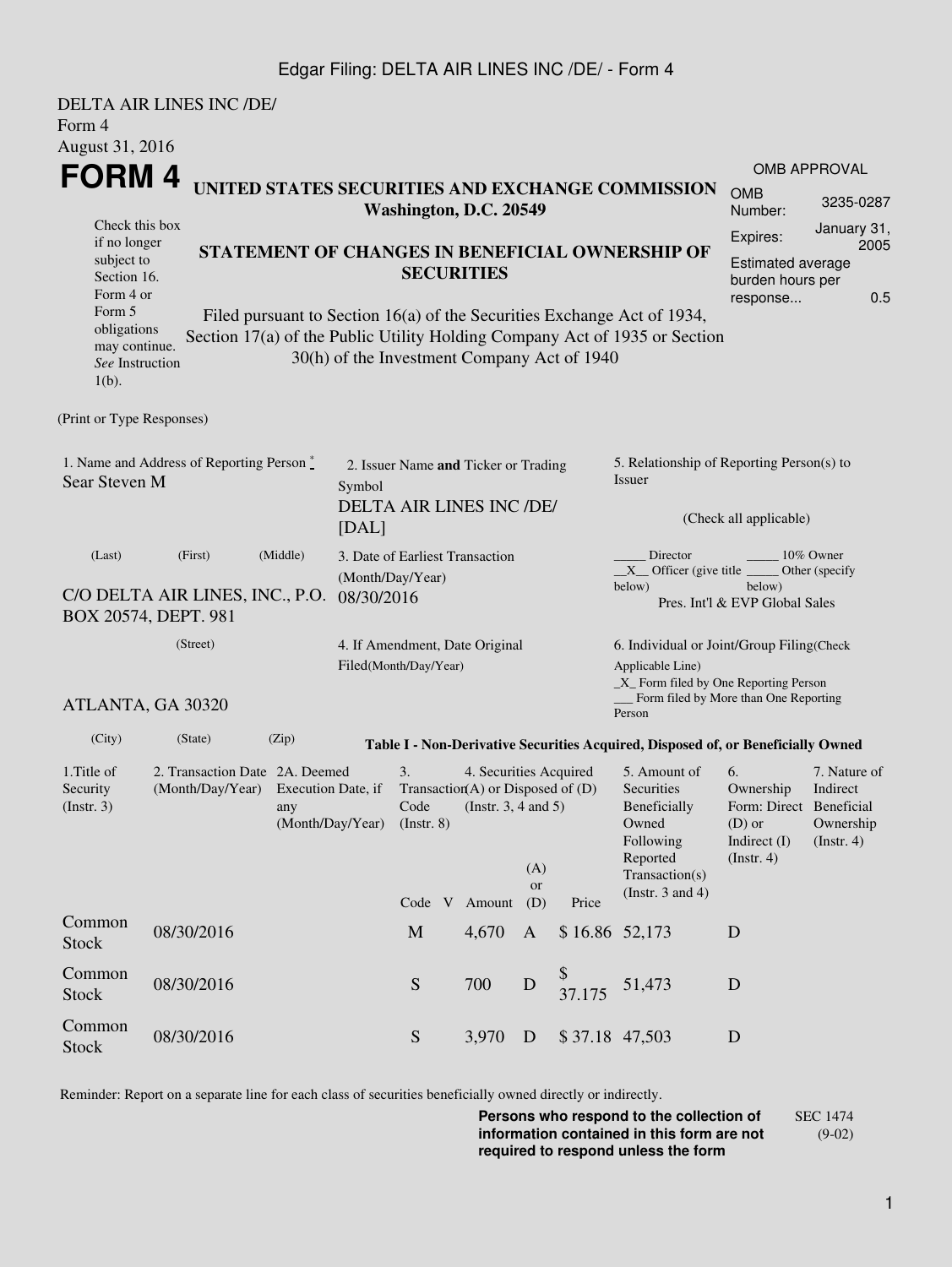DELTA AIR LINES INC /DE/
Form 4
August 31, 2016

# FORM 4

**UNITED STATES SECURITIES AND EXCHANGE COMMISSION**
**Washington, D.C. 20549**

Check this box if no longer subject to Section 16. Form 4 or Form 5 obligations may continue. *See* Instruction 1(b).

## STATEMENT OF CHANGES IN BENEFICIAL OWNERSHIP OF SECURITIES

Filed pursuant to Section 16(a) of the Securities Exchange Act of 1934, Section 17(a) of the Public Utility Holding Company Act of 1935 or Section 30(h) of the Investment Company Act of 1940

| OMB APPROVAL | |
|---|---|
| OMB Number: | 3235-0287 |
| Expires: | January 31, 2005 |
| Estimated average burden hours per response... | 0.5 |

(Print or Type Responses)

1. Name and Address of Reporting Person *
Sear Steven M

(Last) (First) (Middle)

C/O DELTA AIR LINES, INC., P.O. BOX 20574, DEPT. 981

(Street)

ATLANTA, GA 30320

(City) (State) (Zip)

2. Issuer Name **and** Ticker or Trading Symbol
DELTA AIR LINES INC /DE/ [DAL]

3. Date of Earliest Transaction (Month/Day/Year)
08/30/2016

4. If Amendment, Date Original Filed(Month/Day/Year)

5. Relationship of Reporting Person(s) to Issuer

(Check all applicable)

_____ Director _____ 10% Owner
__X__ Officer (give title below) _____ Other (specify below)
Pres. Int'l & EVP Global Sales

6. Individual or Joint/Group Filing(Check Applicable Line)
_X_ Form filed by One Reporting Person
___ Form filed by More than One Reporting Person

**Table I - Non-Derivative Securities Acquired, Disposed of, or Beneficially Owned**

| 1.Title of Security (Instr. 3) | 2. Transaction Date (Month/Day/Year) | 2A. Deemed Execution Date, if any (Month/Day/Year) | 3. Transaction Code (Instr. 8) | | 4. Securities Acquired (A) or Disposed of (D) (Instr. 3, 4 and 5) | | | 5. Amount of Securities Beneficially Owned Following Reported Transaction(s) (Instr. 3 and 4) | 6. Ownership Form: Direct (D) or Indirect (I) (Instr. 4) | 7. Nature of Indirect Beneficial Ownership (Instr. 4) |
|---|---|---|---|---|---|---|---|---|---|---|
| | | | Code | V | Amount | (A) or (D) | Price | | | |
| Common Stock | 08/30/2016 | | M | | 4,670 | A | $ 16.86 | 52,173 | D | |
| Common Stock | 08/30/2016 | | S | | 700 | D | $ 37.175 | 51,473 | D | |
| Common Stock | 08/30/2016 | | S | | 3,970 | D | $ 37.18 | 47,503 | D | |

Reminder: Report on a separate line for each class of securities beneficially owned directly or indirectly.

**Persons who respond to the collection of information contained in this form are not required to respond unless the form** SEC 1474 (9-02)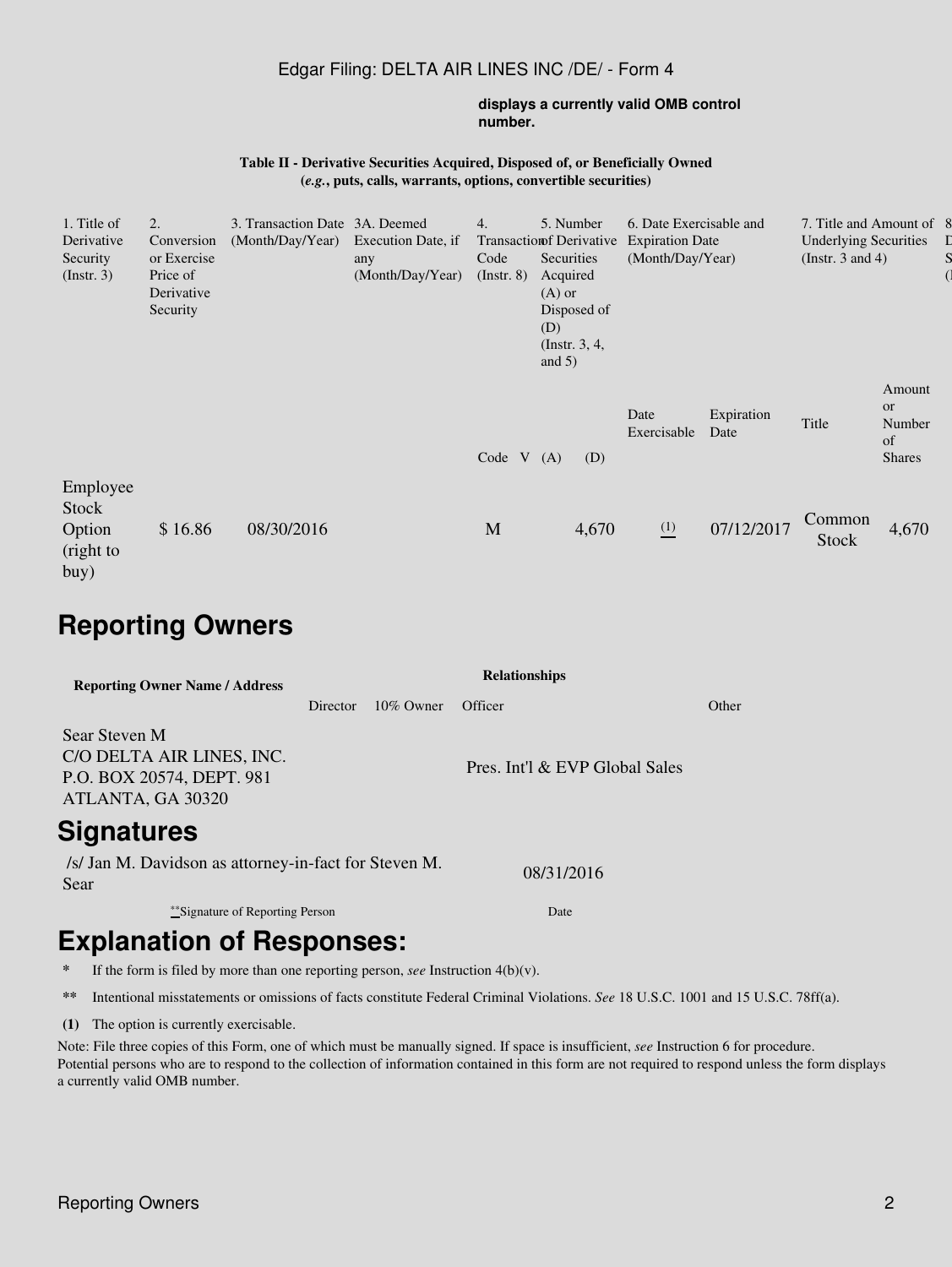displays a currently valid OMB control number.

**Table II - Derivative Securities Acquired, Disposed of, or Beneficially Owned**
**(*e.g.*, puts, calls, warrants, options, convertible securities)**

| 1. Title of Derivative Security (Instr. 3) | 2. Conversion or Exercise Price of Derivative Security | 3. Transaction Date (Month/Day/Year) | 3A. Deemed Execution Date, if any (Month/Day/Year) | 4. Transaction Code (Instr. 8) | | 5. Number of Derivative Securities Acquired (A) or Disposed of (D) (Instr. 3, 4, and 5) | | 6. Date Exercisable and Expiration Date (Month/Day/Year) | | 7. Title and Amount of Underlying Securities (Instr. 3 and 4) | |
|---|---|---|---|---|---|---|---|---|---|---|---|
| | | | | Code | V | (A) | (D) | Date Exercisable | Expiration Date | Title | Amount or Number of Shares |
| Employee Stock Option (right to buy) | $ 16.86 | 08/30/2016 | | M | | | 4,670 | (1) | 07/12/2017 | Common Stock | 4,670 |

# Reporting Owners

| Reporting Owner Name / Address | Relationships | | | |
|---|---|---|---|---|
| | Director | 10% Owner | Officer | Other |
| Sear Steven M<br>C/O DELTA AIR LINES, INC.<br>P.O. BOX 20574, DEPT. 981<br>ATLANTA, GA 30320 | | | Pres. Int'l & EVP Global Sales | |

# Signatures

| | |
|---|---|
| /s/ Jan M. Davidson as attorney-in-fact for Steven M. Sear | 08/31/2016 |
| **Signature of Reporting Person | Date |

# Explanation of Responses:

\* If the form is filed by more than one reporting person, *see* Instruction 4(b)(v).

** Intentional misstatements or omissions of facts constitute Federal Criminal Violations. *See* 18 U.S.C. 1001 and 15 U.S.C. 78ff(a).

**(1)** The option is currently exercisable.

Note: File three copies of this Form, one of which must be manually signed. If space is insufficient, *see* Instruction 6 for procedure.
Potential persons who are to respond to the collection of information contained in this form are not required to respond unless the form displays a currently valid OMB number.